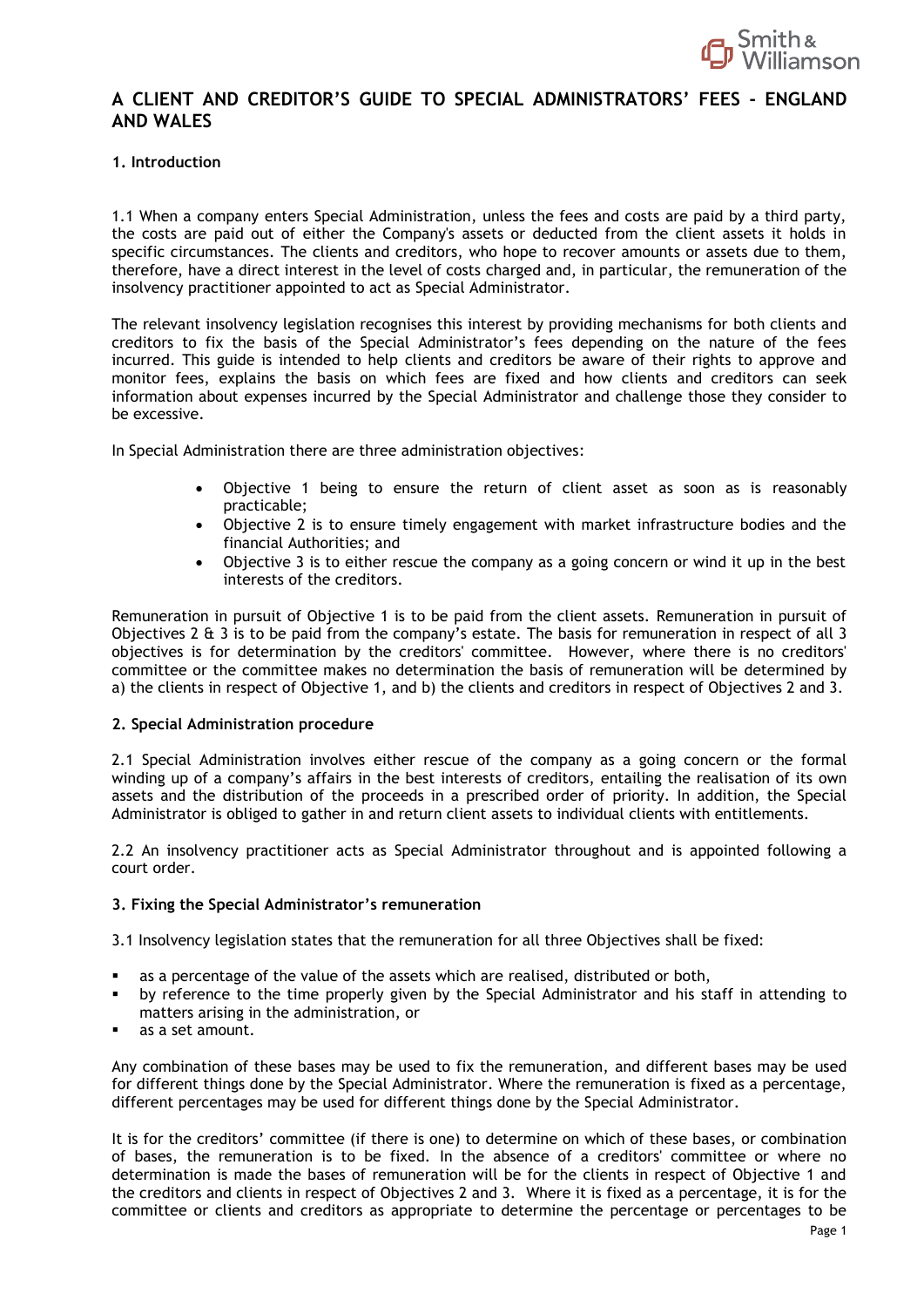# A CLIENT AND CREDITOR'S GUIDE TO SPECIAL ADMINISTRATORS' FEES - ENGLAND AND WALES

## 1. Introduction

1.1 When a company enters Special Administration, unless the fees and costs are paid by a third party, the costs are paid out of either the Company's assets or deducted from the client assets it holds in specific circumstances. The clients and creditors, who hope to recover amounts or assets due to them, therefore, have a direct interest in the level of costs charged and, in particular, the remuneration of the insolvency practitioner appointed to act as Special Administrator.

The relevant insolvency legislation recognises this interest by providing mechanisms for both clients and creditors to fix the basis of the Special Administrator's fees depending on the nature of the fees incurred. This guide is intended to help clients and creditors be aware of their rights to approve and monitor fees, explains the basis on which fees are fixed and how clients and creditors can seek information about expenses incurred by the Special Administrator and challenge those they consider to be excessive.

In Special Administration there are three administration objectives:

- Objective 1 being to ensure the return of client asset as soon as is reasonably practicable;
- Objective 2 is to ensure timely engagement with market infrastructure bodies and the financial Authorities; and
- Objective 3 is to either rescue the company as a going concern or wind it up in the best interests of the creditors.

Remuneration in pursuit of Objective 1 is to be paid from the client assets. Remuneration in pursuit of Objectives 2 & 3 is to be paid from the company's estate. The basis for remuneration in respect of all 3 objectives is for determination by the creditors' committee. However, where there is no creditors' committee or the committee makes no determination the basis of remuneration will be determined by a) the clients in respect of Objective 1, and b) the clients and creditors in respect of Objectives 2 and 3.

## 2. Special Administration procedure

2.1 Special Administration involves either rescue of the company as a going concern or the formal winding up of a company's affairs in the best interests of creditors, entailing the realisation of its own assets and the distribution of the proceeds in a prescribed order of priority. In addition, the Special Administrator is obliged to gather in and return client assets to individual clients with entitlements.

2.2 An insolvency practitioner acts as Special Administrator throughout and is appointed following a court order.

## 3. Fixing the Special Administrator's remuneration

3.1 Insolvency legislation states that the remuneration for all three Objectives shall be fixed:

- as a percentage of the value of the assets which are realised, distributed or both,
- by reference to the time properly given by the Special Administrator and his staff in attending to matters arising in the administration, or
- as a set amount.

Any combination of these bases may be used to fix the remuneration, and different bases may be used for different things done by the Special Administrator. Where the remuneration is fixed as a percentage, different percentages may be used for different things done by the Special Administrator.

It is for the creditors' committee (if there is one) to determine on which of these bases, or combination of bases, the remuneration is to be fixed. In the absence of a creditors' committee or where no determination is made the bases of remuneration will be for the clients in respect of Objective 1 and the creditors and clients in respect of Objectives 2 and 3. Where it is fixed as a percentage, it is for the committee or clients and creditors as appropriate to determine the percentage or percentages to be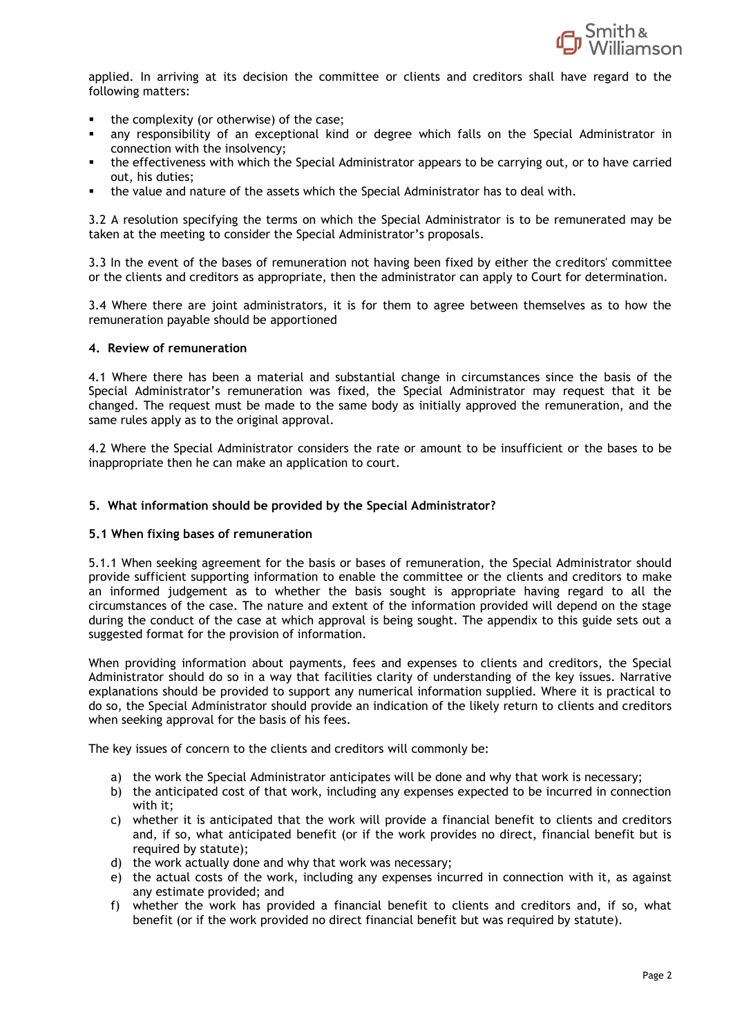applied. In arriving at its decision the committee or clients and creditors shall have regard to the following matters:

- the complexity (or otherwise) of the case;
- any responsibility of an exceptional kind or degree which falls on the Special Administrator in connection with the insolvency;
- the effectiveness with which the Special Administrator appears to be carrying out, or to have carried out, his duties;
- the value and nature of the assets which the Special Administrator has to deal with.

3.2 A resolution specifying the terms on which the Special Administrator is to be remunerated may be taken at the meeting to consider the Special Administrator's proposals.

3.3 In the event of the bases of remuneration not having been fixed by either the creditors' committee or the clients and creditors as appropriate, then the administrator can apply to Court for determination.

3.4 Where there are joint administrators, it is for them to agree between themselves as to how the remuneration payable should be apportioned

## 4. Review of remuneration

4.1 Where there has been a material and substantial change in circumstances since the basis of the Special Administrator's remuneration was fixed, the Special Administrator may request that it be changed. The request must be made to the same body as initially approved the remuneration, and the same rules apply as to the original approval.

4.2 Where the Special Administrator considers the rate or amount to be insufficient or the bases to be inappropriate then he can make an application to court.

## 5. What information should be provided by the Special Administrator?

### 5.1 When fixing bases of remuneration

5.1.1 When seeking agreement for the basis or bases of remuneration, the Special Administrator should provide sufficient supporting information to enable the committee or the clients and creditors to make an informed judgement as to whether the basis sought is appropriate having regard to all the circumstances of the case. The nature and extent of the information provided will depend on the stage during the conduct of the case at which approval is being sought. The appendix to this guide sets out a suggested format for the provision of information.

When providing information about payments, fees and expenses to clients and creditors, the Special Administrator should do so in a way that facilities clarity of understanding of the key issues. Narrative explanations should be provided to support any numerical information supplied. Where it is practical to do so, the Special Administrator should provide an indication of the likely return to clients and creditors when seeking approval for the basis of his fees.

The key issues of concern to the clients and creditors will commonly be:

a) the work the Special Administrator anticipates will be done and why that work is necessary;
b) the anticipated cost of that work, including any expenses expected to be incurred in connection with it;
c) whether it is anticipated that the work will provide a financial benefit to clients and creditors and, if so, what anticipated benefit (or if the work provides no direct, financial benefit but is required by statute);
d) the work actually done and why that work was necessary;
e) the actual costs of the work, including any expenses incurred in connection with it, as against any estimate provided; and
f) whether the work has provided a financial benefit to clients and creditors and, if so, what benefit (or if the work provided no direct financial benefit but was required by statute).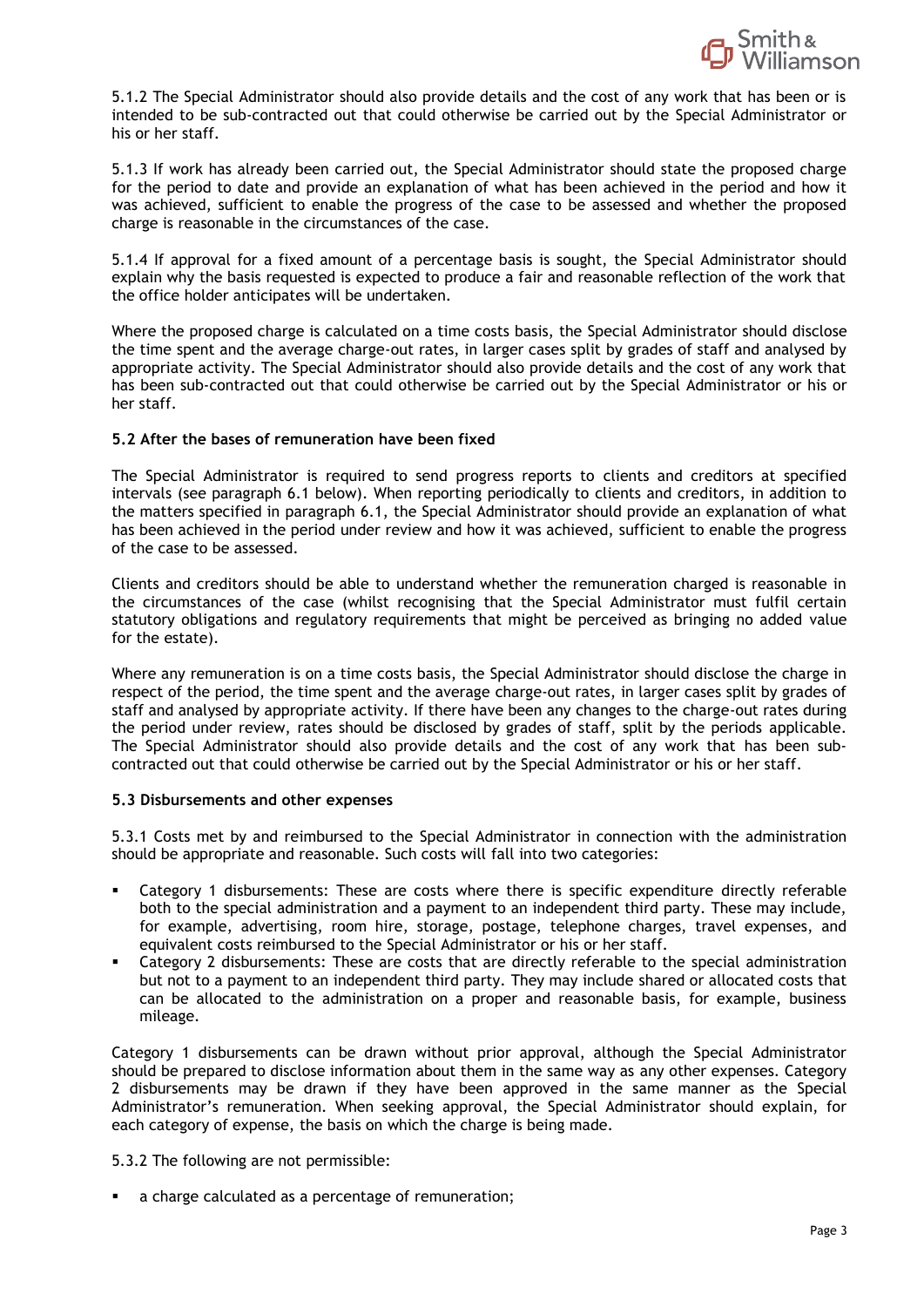5.1.2 The Special Administrator should also provide details and the cost of any work that has been or is intended to be sub-contracted out that could otherwise be carried out by the Special Administrator or his or her staff.

5.1.3 If work has already been carried out, the Special Administrator should state the proposed charge for the period to date and provide an explanation of what has been achieved in the period and how it was achieved, sufficient to enable the progress of the case to be assessed and whether the proposed charge is reasonable in the circumstances of the case.

5.1.4 If approval for a fixed amount of a percentage basis is sought, the Special Administrator should explain why the basis requested is expected to produce a fair and reasonable reflection of the work that the office holder anticipates will be undertaken.

Where the proposed charge is calculated on a time costs basis, the Special Administrator should disclose the time spent and the average charge-out rates, in larger cases split by grades of staff and analysed by appropriate activity. The Special Administrator should also provide details and the cost of any work that has been sub-contracted out that could otherwise be carried out by the Special Administrator or his or her staff.

**5.2 After the bases of remuneration have been fixed**

The Special Administrator is required to send progress reports to clients and creditors at specified intervals (see paragraph 6.1 below). When reporting periodically to clients and creditors, in addition to the matters specified in paragraph 6.1, the Special Administrator should provide an explanation of what has been achieved in the period under review and how it was achieved, sufficient to enable the progress of the case to be assessed.

Clients and creditors should be able to understand whether the remuneration charged is reasonable in the circumstances of the case (whilst recognising that the Special Administrator must fulfil certain statutory obligations and regulatory requirements that might be perceived as bringing no added value for the estate).

Where any remuneration is on a time costs basis, the Special Administrator should disclose the charge in respect of the period, the time spent and the average charge-out rates, in larger cases split by grades of staff and analysed by appropriate activity. If there have been any changes to the charge-out rates during the period under review, rates should be disclosed by grades of staff, split by the periods applicable. The Special Administrator should also provide details and the cost of any work that has been sub-contracted out that could otherwise be carried out by the Special Administrator or his or her staff.

**5.3 Disbursements and other expenses**

5.3.1 Costs met by and reimbursed to the Special Administrator in connection with the administration should be appropriate and reasonable. Such costs will fall into two categories:

- Category 1 disbursements: These are costs where there is specific expenditure directly referable both to the special administration and a payment to an independent third party. These may include, for example, advertising, room hire, storage, postage, telephone charges, travel expenses, and equivalent costs reimbursed to the Special Administrator or his or her staff.
- Category 2 disbursements: These are costs that are directly referable to the special administration but not to a payment to an independent third party. They may include shared or allocated costs that can be allocated to the administration on a proper and reasonable basis, for example, business mileage.

Category 1 disbursements can be drawn without prior approval, although the Special Administrator should be prepared to disclose information about them in the same way as any other expenses. Category 2 disbursements may be drawn if they have been approved in the same manner as the Special Administrator's remuneration. When seeking approval, the Special Administrator should explain, for each category of expense, the basis on which the charge is being made.

5.3.2 The following are not permissible:

- a charge calculated as a percentage of remuneration;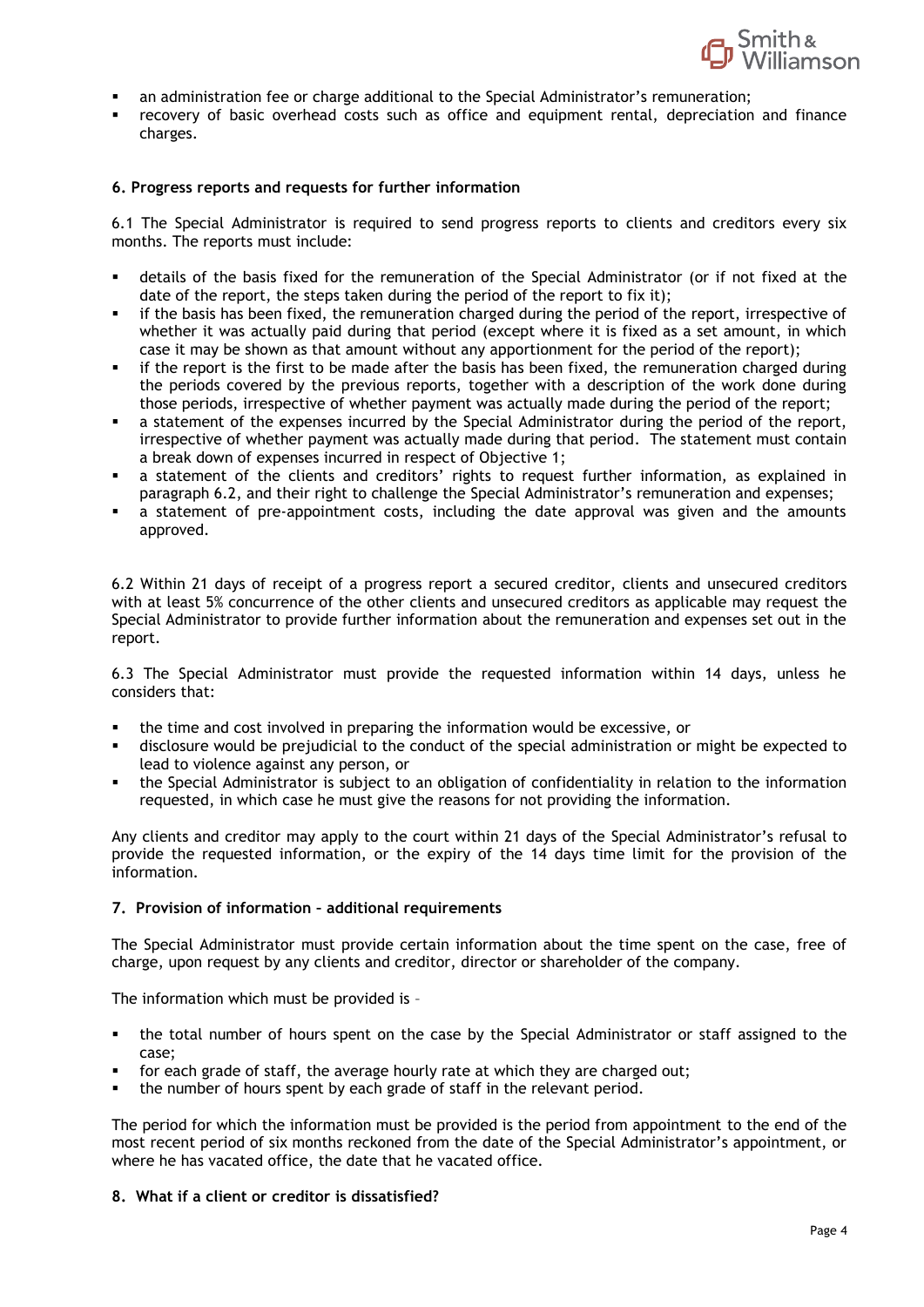- an administration fee or charge additional to the Special Administrator's remuneration;
- recovery of basic overhead costs such as office and equipment rental, depreciation and finance charges.

**6. Progress reports and requests for further information**

6.1 The Special Administrator is required to send progress reports to clients and creditors every six months. The reports must include:

- details of the basis fixed for the remuneration of the Special Administrator (or if not fixed at the date of the report, the steps taken during the period of the report to fix it);
- if the basis has been fixed, the remuneration charged during the period of the report, irrespective of whether it was actually paid during that period (except where it is fixed as a set amount, in which case it may be shown as that amount without any apportionment for the period of the report);
- if the report is the first to be made after the basis has been fixed, the remuneration charged during the periods covered by the previous reports, together with a description of the work done during those periods, irrespective of whether payment was actually made during the period of the report;
- a statement of the expenses incurred by the Special Administrator during the period of the report, irrespective of whether payment was actually made during that period. The statement must contain a break down of expenses incurred in respect of Objective 1;
- a statement of the clients and creditors' rights to request further information, as explained in paragraph 6.2, and their right to challenge the Special Administrator's remuneration and expenses;
- a statement of pre-appointment costs, including the date approval was given and the amounts approved.

6.2 Within 21 days of receipt of a progress report a secured creditor, clients and unsecured creditors with at least 5% concurrence of the other clients and unsecured creditors as applicable may request the Special Administrator to provide further information about the remuneration and expenses set out in the report.

6.3 The Special Administrator must provide the requested information within 14 days, unless he considers that:

- the time and cost involved in preparing the information would be excessive, or
- disclosure would be prejudicial to the conduct of the special administration or might be expected to lead to violence against any person, or
- the Special Administrator is subject to an obligation of confidentiality in relation to the information requested, in which case he must give the reasons for not providing the information.

Any clients and creditor may apply to the court within 21 days of the Special Administrator's refusal to provide the requested information, or the expiry of the 14 days time limit for the provision of the information.

**7. Provision of information – additional requirements**

The Special Administrator must provide certain information about the time spent on the case, free of charge, upon request by any clients and creditor, director or shareholder of the company.

The information which must be provided is –

- the total number of hours spent on the case by the Special Administrator or staff assigned to the case;
- for each grade of staff, the average hourly rate at which they are charged out;
- the number of hours spent by each grade of staff in the relevant period.

The period for which the information must be provided is the period from appointment to the end of the most recent period of six months reckoned from the date of the Special Administrator's appointment, or where he has vacated office, the date that he vacated office.

**8. What if a client or creditor is dissatisfied?**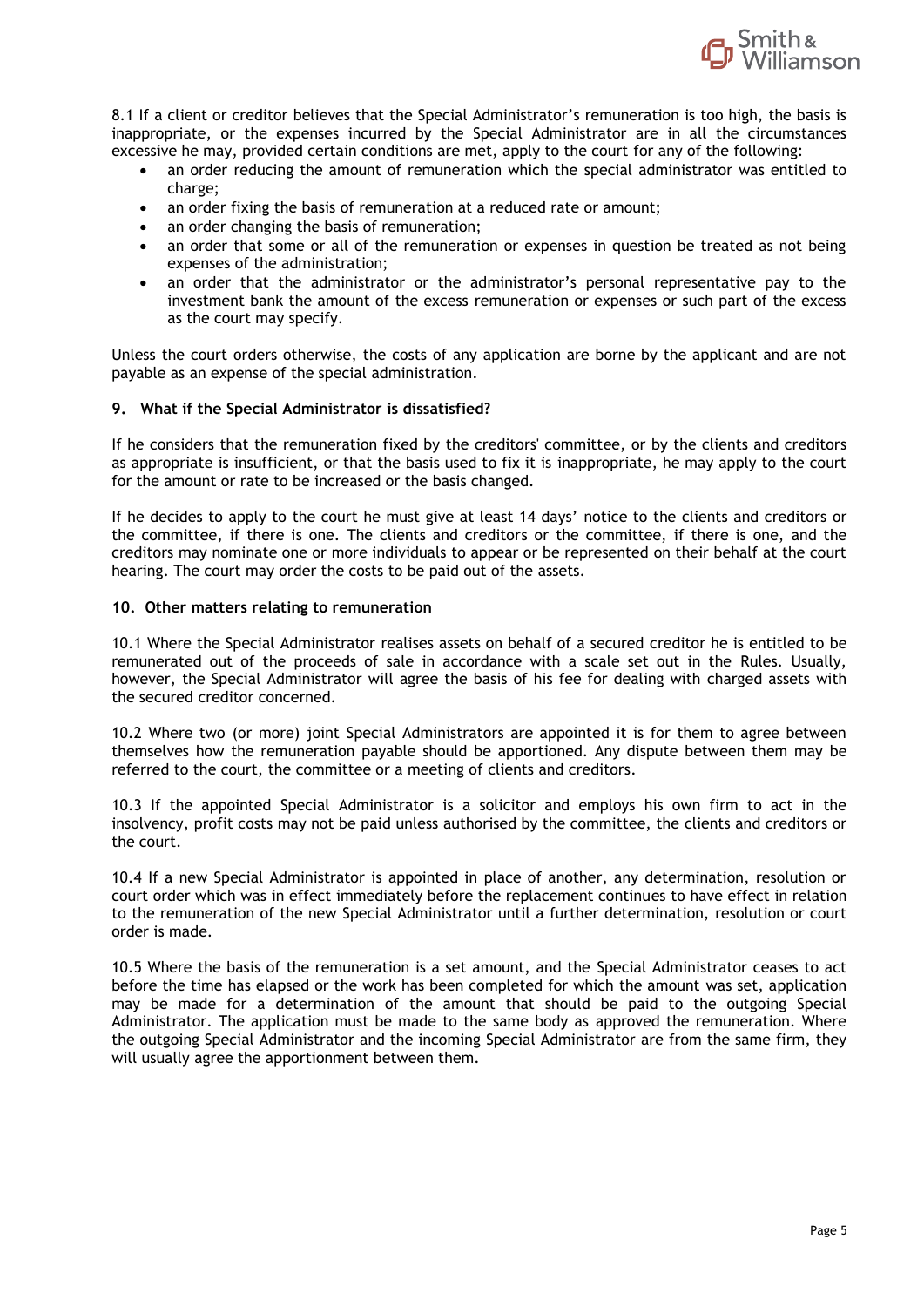8.1 If a client or creditor believes that the Special Administrator's remuneration is too high, the basis is inappropriate, or the expenses incurred by the Special Administrator are in all the circumstances excessive he may, provided certain conditions are met, apply to the court for any of the following:

- an order reducing the amount of remuneration which the special administrator was entitled to charge;
- an order fixing the basis of remuneration at a reduced rate or amount;
- an order changing the basis of remuneration;
- an order that some or all of the remuneration or expenses in question be treated as not being expenses of the administration;
- an order that the administrator or the administrator's personal representative pay to the investment bank the amount of the excess remuneration or expenses or such part of the excess as the court may specify.

Unless the court orders otherwise, the costs of any application are borne by the applicant and are not payable as an expense of the special administration.

**9. What if the Special Administrator is dissatisfied?**

If he considers that the remuneration fixed by the creditors' committee, or by the clients and creditors as appropriate is insufficient, or that the basis used to fix it is inappropriate, he may apply to the court for the amount or rate to be increased or the basis changed.

If he decides to apply to the court he must give at least 14 days' notice to the clients and creditors or the committee, if there is one. The clients and creditors or the committee, if there is one, and the creditors may nominate one or more individuals to appear or be represented on their behalf at the court hearing. The court may order the costs to be paid out of the assets.

**10. Other matters relating to remuneration**

10.1 Where the Special Administrator realises assets on behalf of a secured creditor he is entitled to be remunerated out of the proceeds of sale in accordance with a scale set out in the Rules. Usually, however, the Special Administrator will agree the basis of his fee for dealing with charged assets with the secured creditor concerned.

10.2 Where two (or more) joint Special Administrators are appointed it is for them to agree between themselves how the remuneration payable should be apportioned. Any dispute between them may be referred to the court, the committee or a meeting of clients and creditors.

10.3 If the appointed Special Administrator is a solicitor and employs his own firm to act in the insolvency, profit costs may not be paid unless authorised by the committee, the clients and creditors or the court.

10.4 If a new Special Administrator is appointed in place of another, any determination, resolution or court order which was in effect immediately before the replacement continues to have effect in relation to the remuneration of the new Special Administrator until a further determination, resolution or court order is made.

10.5 Where the basis of the remuneration is a set amount, and the Special Administrator ceases to act before the time has elapsed or the work has been completed for which the amount was set, application may be made for a determination of the amount that should be paid to the outgoing Special Administrator. The application must be made to the same body as approved the remuneration. Where the outgoing Special Administrator and the incoming Special Administrator are from the same firm, they will usually agree the apportionment between them.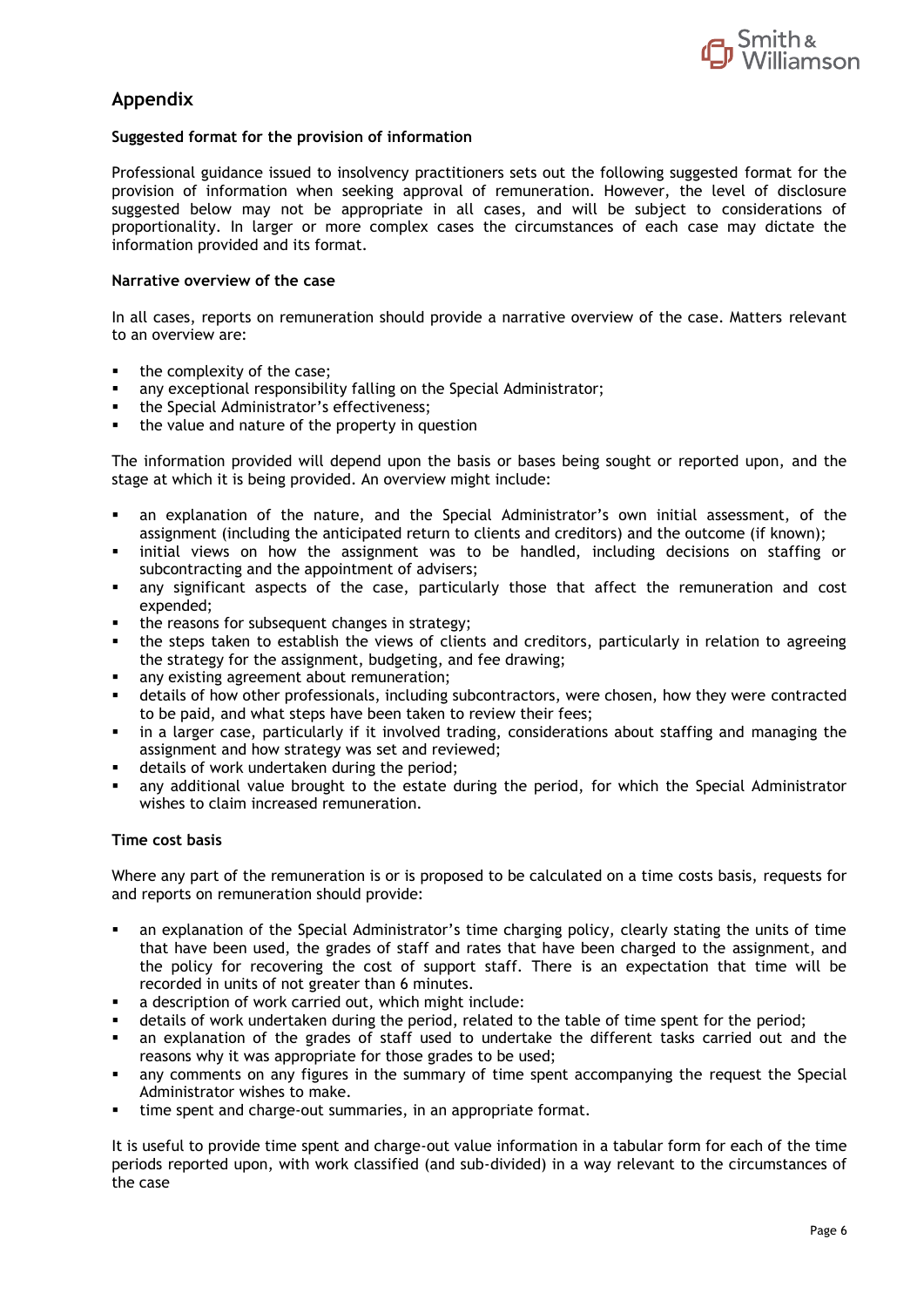## Appendix

**Suggested format for the provision of information**

Professional guidance issued to insolvency practitioners sets out the following suggested format for the provision of information when seeking approval of remuneration. However, the level of disclosure suggested below may not be appropriate in all cases, and will be subject to considerations of proportionality. In larger or more complex cases the circumstances of each case may dictate the information provided and its format.

**Narrative overview of the case**

In all cases, reports on remuneration should provide a narrative overview of the case. Matters relevant to an overview are:

- the complexity of the case;
- any exceptional responsibility falling on the Special Administrator;
- the Special Administrator's effectiveness;
- the value and nature of the property in question

The information provided will depend upon the basis or bases being sought or reported upon, and the stage at which it is being provided. An overview might include:

- an explanation of the nature, and the Special Administrator's own initial assessment, of the assignment (including the anticipated return to clients and creditors) and the outcome (if known);
- initial views on how the assignment was to be handled, including decisions on staffing or subcontracting and the appointment of advisers;
- any significant aspects of the case, particularly those that affect the remuneration and cost expended;
- the reasons for subsequent changes in strategy;
- the steps taken to establish the views of clients and creditors, particularly in relation to agreeing the strategy for the assignment, budgeting, and fee drawing;
- any existing agreement about remuneration;
- details of how other professionals, including subcontractors, were chosen, how they were contracted to be paid, and what steps have been taken to review their fees;
- in a larger case, particularly if it involved trading, considerations about staffing and managing the assignment and how strategy was set and reviewed;
- details of work undertaken during the period;
- any additional value brought to the estate during the period, for which the Special Administrator wishes to claim increased remuneration.

**Time cost basis**

Where any part of the remuneration is or is proposed to be calculated on a time costs basis, requests for and reports on remuneration should provide:

- an explanation of the Special Administrator's time charging policy, clearly stating the units of time that have been used, the grades of staff and rates that have been charged to the assignment, and the policy for recovering the cost of support staff. There is an expectation that time will be recorded in units of not greater than 6 minutes.
- a description of work carried out, which might include:
- details of work undertaken during the period, related to the table of time spent for the period;
- an explanation of the grades of staff used to undertake the different tasks carried out and the reasons why it was appropriate for those grades to be used;
- any comments on any figures in the summary of time spent accompanying the request the Special Administrator wishes to make.
- time spent and charge-out summaries, in an appropriate format.

It is useful to provide time spent and charge-out value information in a tabular form for each of the time periods reported upon, with work classified (and sub-divided) in a way relevant to the circumstances of the case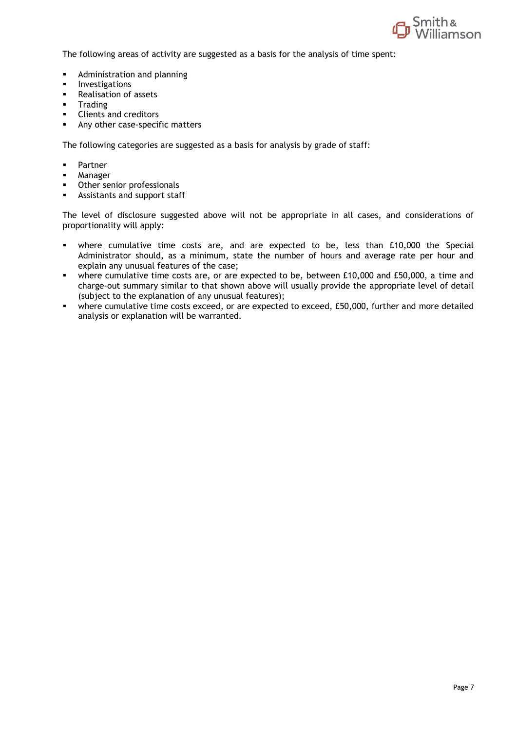The following areas of activity are suggested as a basis for the analysis of time spent:

- Administration and planning
- Investigations
- Realisation of assets
- Trading
- Clients and creditors
- Any other case-specific matters

The following categories are suggested as a basis for analysis by grade of staff:

- Partner
- Manager
- Other senior professionals
- Assistants and support staff

The level of disclosure suggested above will not be appropriate in all cases, and considerations of proportionality will apply:

- where cumulative time costs are, and are expected to be, less than £10,000 the Special Administrator should, as a minimum, state the number of hours and average rate per hour and explain any unusual features of the case;
- where cumulative time costs are, or are expected to be, between £10,000 and £50,000, a time and charge-out summary similar to that shown above will usually provide the appropriate level of detail (subject to the explanation of any unusual features);
- where cumulative time costs exceed, or are expected to exceed, £50,000, further and more detailed analysis or explanation will be warranted.